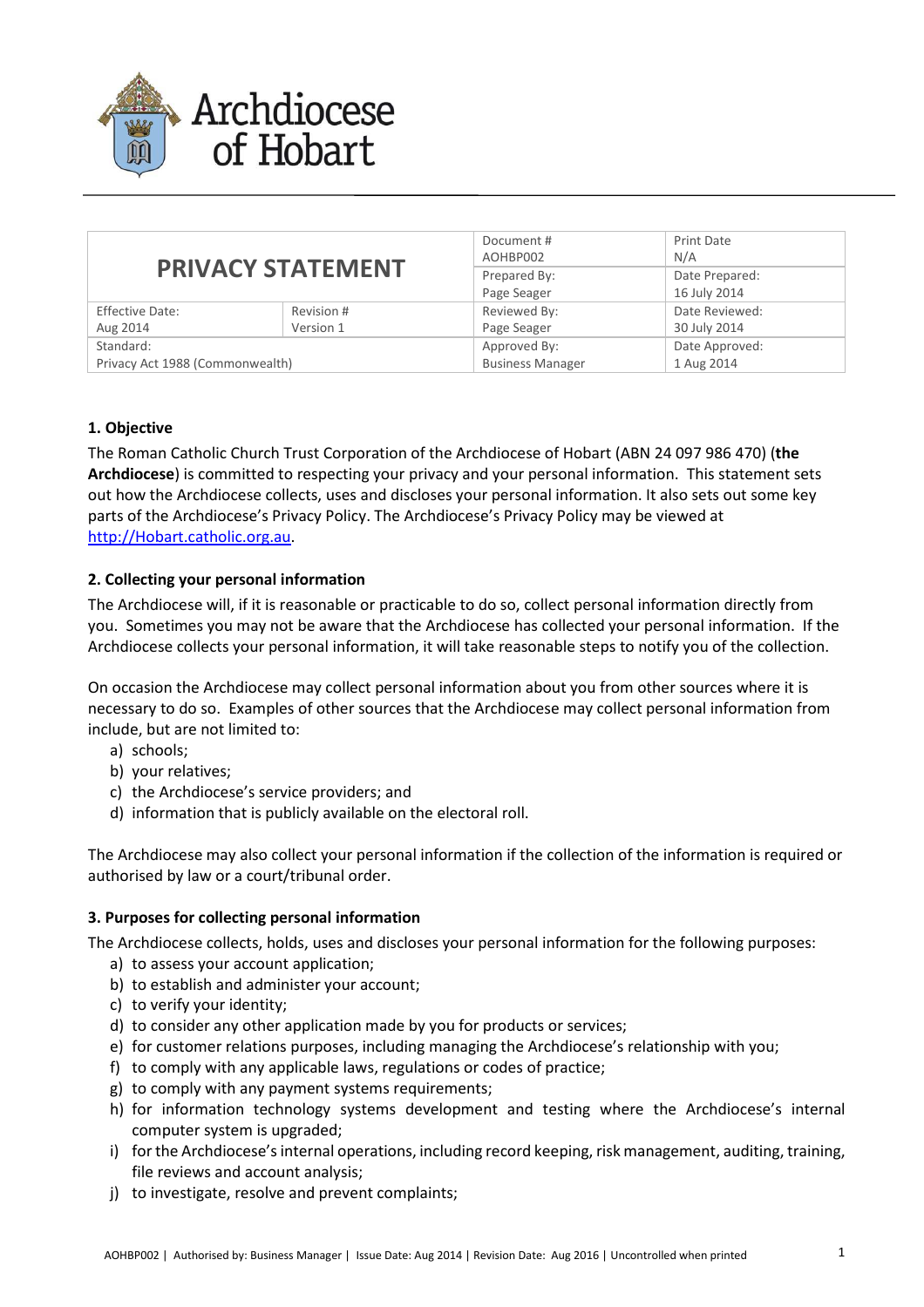Archdiocese of Hobart

| PRIVACY STATEMENT | | Document # AOHBP002 | Print Date N/A |
|---|---|---|---|
| | | Prepared By: Page Seager | Date Prepared: 16 July 2014 |
| Effective Date: Aug 2014 | Revision # Version 1 | Reviewed By: Page Seager | Date Reviewed: 30 July 2014 |
| Standard: Privacy Act 1988 (Commonwealth) | | Approved By: Business Manager | Date Approved: 1 Aug 2014 |

### 1. Objective

The Roman Catholic Church Trust Corporation of the Archdiocese of Hobart (ABN 24 097 986 470) (**the Archdiocese**) is committed to respecting your privacy and your personal information. This statement sets out how the Archdiocese collects, uses and discloses your personal information. It also sets out some key parts of the Archdiocese's Privacy Policy. The Archdiocese's Privacy Policy may be viewed at [http://Hobart.catholic.org.au](http://Hobart.catholic.org.au).

### 2. Collecting your personal information

The Archdiocese will, if it is reasonable or practicable to do so, collect personal information directly from you. Sometimes you may not be aware that the Archdiocese has collected your personal information. If the Archdiocese collects your personal information, it will take reasonable steps to notify you of the collection.

On occasion the Archdiocese may collect personal information about you from other sources where it is necessary to do so. Examples of other sources that the Archdiocese may collect personal information from include, but are not limited to:

a) schools;
b) your relatives;
c) the Archdiocese's service providers; and
d) information that is publicly available on the electoral roll.

The Archdiocese may also collect your personal information if the collection of the information is required or authorised by law or a court/tribunal order.

### 3. Purposes for collecting personal information

The Archdiocese collects, holds, uses and discloses your personal information for the following purposes:

a) to assess your account application;
b) to establish and administer your account;
c) to verify your identity;
d) to consider any other application made by you for products or services;
e) for customer relations purposes, including managing the Archdiocese's relationship with you;
f) to comply with any applicable laws, regulations or codes of practice;
g) to comply with any payment systems requirements;
h) for information technology systems development and testing where the Archdiocese's internal computer system is upgraded;
i) for the Archdiocese's internal operations, including record keeping, risk management, auditing, training, file reviews and account analysis;
j) to investigate, resolve and prevent complaints;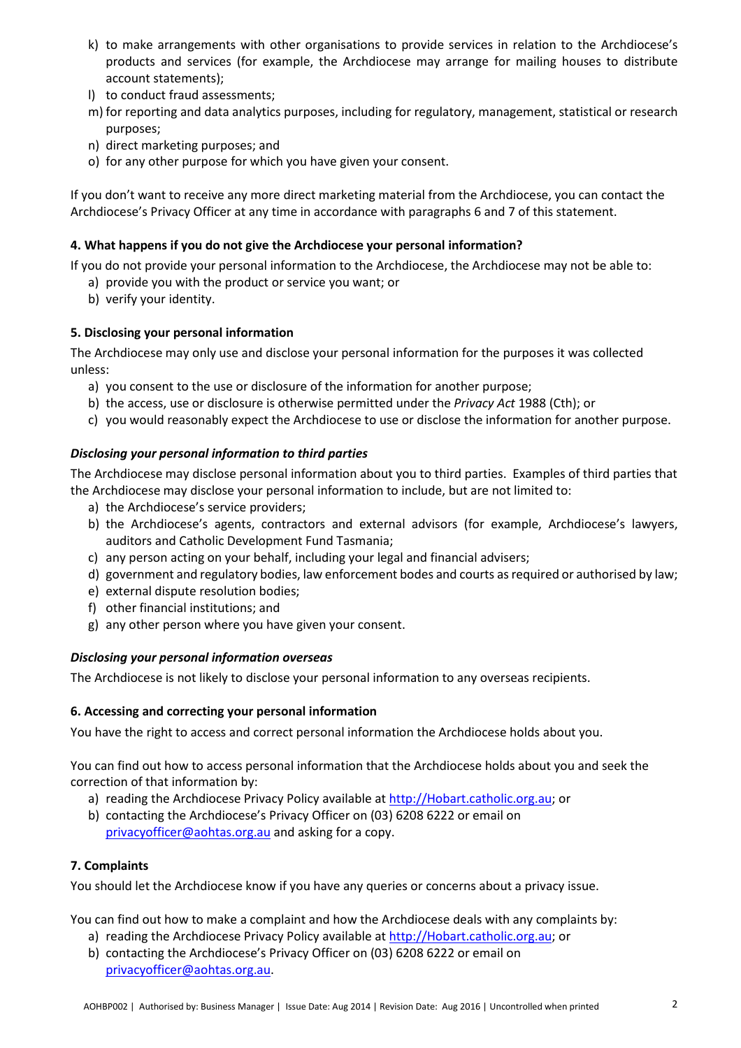k) to make arrangements with other organisations to provide services in relation to the Archdiocese's products and services (for example, the Archdiocese may arrange for mailing houses to distribute account statements);
l) to conduct fraud assessments;
m) for reporting and data analytics purposes, including for regulatory, management, statistical or research purposes;
n) direct marketing purposes; and
o) for any other purpose for which you have given your consent.

If you don't want to receive any more direct marketing material from the Archdiocese, you can contact the Archdiocese's Privacy Officer at any time in accordance with paragraphs 6 and 7 of this statement.

**4. What happens if you do not give the Archdiocese your personal information?**

If you do not provide your personal information to the Archdiocese, the Archdiocese may not be able to:

a) provide you with the product or service you want; or
b) verify your identity.

**5. Disclosing your personal information**

The Archdiocese may only use and disclose your personal information for the purposes it was collected unless:

a) you consent to the use or disclosure of the information for another purpose;
b) the access, use or disclosure is otherwise permitted under the *Privacy Act* 1988 (Cth); or
c) you would reasonably expect the Archdiocese to use or disclose the information for another purpose.

***Disclosing your personal information to third parties***

The Archdiocese may disclose personal information about you to third parties. Examples of third parties that the Archdiocese may disclose your personal information to include, but are not limited to:

a) the Archdiocese's service providers;
b) the Archdiocese's agents, contractors and external advisors (for example, Archdiocese's lawyers, auditors and Catholic Development Fund Tasmania;
c) any person acting on your behalf, including your legal and financial advisers;
d) government and regulatory bodies, law enforcement bodes and courts as required or authorised by law;
e) external dispute resolution bodies;
f) other financial institutions; and
g) any other person where you have given your consent.

***Disclosing your personal information overseas***

The Archdiocese is not likely to disclose your personal information to any overseas recipients.

**6. Accessing and correcting your personal information**

You have the right to access and correct personal information the Archdiocese holds about you.

You can find out how to access personal information that the Archdiocese holds about you and seek the correction of that information by:

a) reading the Archdiocese Privacy Policy available at http://Hobart.catholic.org.au; or
b) contacting the Archdiocese's Privacy Officer on (03) 6208 6222 or email on privacyofficer@aohtas.org.au and asking for a copy.

**7. Complaints**

You should let the Archdiocese know if you have any queries or concerns about a privacy issue.

You can find out how to make a complaint and how the Archdiocese deals with any complaints by:

a) reading the Archdiocese Privacy Policy available at http://Hobart.catholic.org.au; or
b) contacting the Archdiocese's Privacy Officer on (03) 6208 6222 or email on privacyofficer@aohtas.org.au.